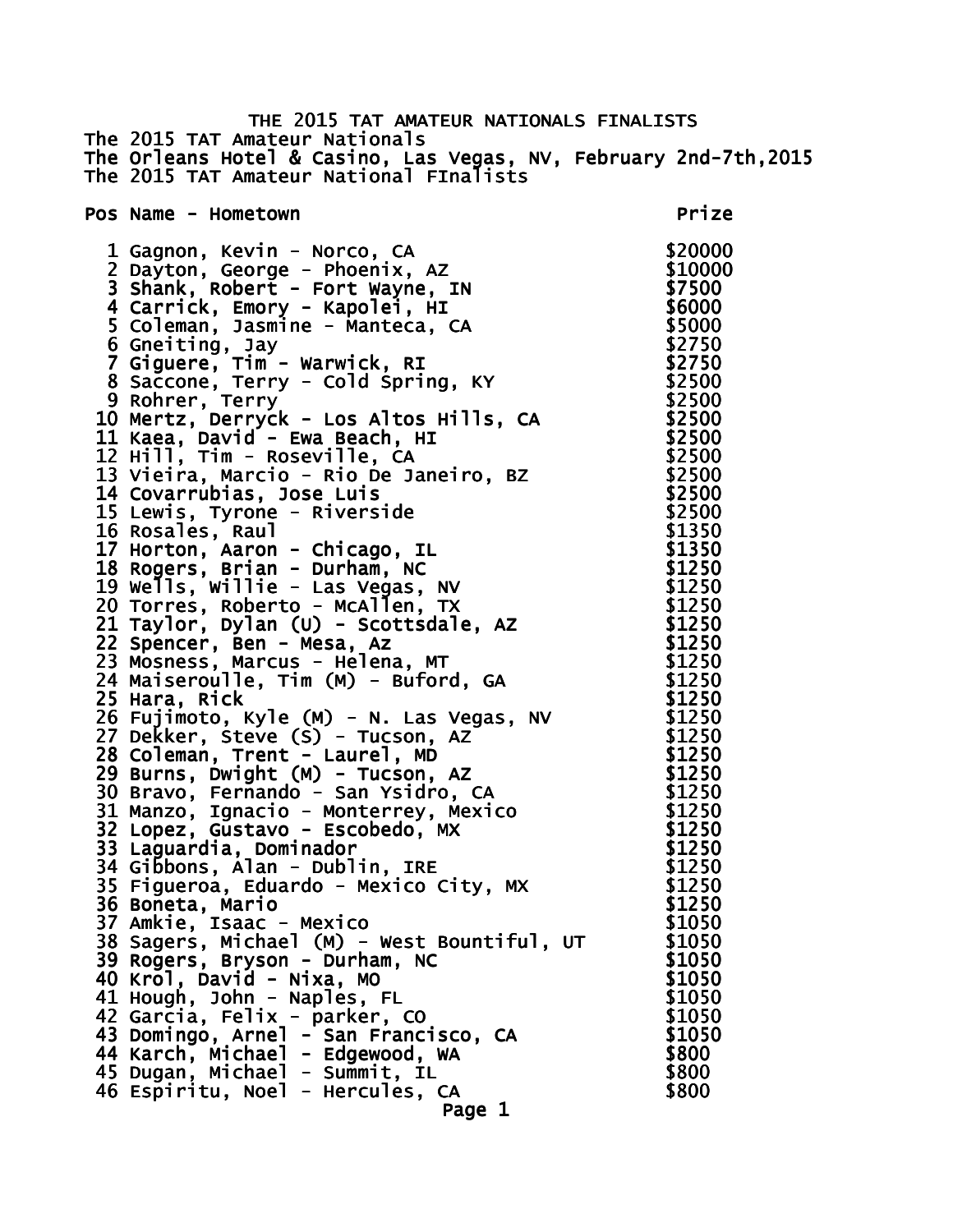# THE 2015 TAT AMATEUR NATIONALS FINALISTS

The 2015 TAT Amateur Nationals
The Orleans Hotel & Casino, Las Vegas, NV, February 2nd-7th,2015
The 2015 TAT Amateur National FInalists

| Pos | Name - Hometown | Prize |
|---|---|---|
| 1 | Gagnon, Kevin - Norco, CA | $20000 |
| 2 | Dayton, George - Phoenix, AZ | $10000 |
| 3 | Shank, Robert - Fort Wayne, IN | $7500 |
| 4 | Carrick, Emory - Kapolei, HI | $6000 |
| 5 | Coleman, Jasmine - Manteca, CA | $5000 |
| 6 | Gneiting, Jay | $2750 |
| 7 | Giguere, Tim - Warwick, RI | $2750 |
| 8 | Saccone, Terry - Cold Spring, KY | $2500 |
| 9 | Rohrer, Terry | $2500 |
| 10 | Mertz, Derryck - Los Altos Hills, CA | $2500 |
| 11 | Kaea, David - Ewa Beach, HI | $2500 |
| 12 | Hill, Tim - Roseville, CA | $2500 |
| 13 | Vieira, Marcio - Rio De Janeiro, BZ | $2500 |
| 14 | Covarrubias, Jose Luis | $2500 |
| 15 | Lewis, Tyrone - Riverside | $2500 |
| 16 | Rosales, Raul | $1350 |
| 17 | Horton, Aaron - Chicago, IL | $1350 |
| 18 | Rogers, Brian - Durham, NC | $1250 |
| 19 | Wells, Willie - Las Vegas, NV | $1250 |
| 20 | Torres, Roberto - McAllen, TX | $1250 |
| 21 | Taylor, Dylan (U) - Scottsdale, AZ | $1250 |
| 22 | Spencer, Ben - Mesa, Az | $1250 |
| 23 | Mosness, Marcus - Helena, MT | $1250 |
| 24 | Maiseroulle, Tim (M) - Buford, GA | $1250 |
| 25 | Hara, Rick | $1250 |
| 26 | Fujimoto, Kyle (M) - N. Las Vegas, NV | $1250 |
| 27 | Dekker, Steve (S) - Tucson, AZ | $1250 |
| 28 | Coleman, Trent - Laurel, MD | $1250 |
| 29 | Burns, Dwight (M) - Tucson, AZ | $1250 |
| 30 | Bravo, Fernando - San Ysidro, CA | $1250 |
| 31 | Manzo, Ignacio - Monterrey, Mexico | $1250 |
| 32 | Lopez, Gustavo - Escobedo, MX | $1250 |
| 33 | Laguardia, Dominador | $1250 |
| 34 | Gibbons, Alan - Dublin, IRE | $1250 |
| 35 | Figueroa, Eduardo - Mexico City, MX | $1250 |
| 36 | Boneta, Mario | $1250 |
| 37 | Amkie, Isaac - Mexico | $1050 |
| 38 | Sagers, Michael (M) - West Bountiful, UT | $1050 |
| 39 | Rogers, Bryson - Durham, NC | $1050 |
| 40 | Krol, David - Nixa, MO | $1050 |
| 41 | Hough, John - Naples, FL | $1050 |
| 42 | Garcia, Felix - parker, CO | $1050 |
| 43 | Domingo, Arnel - San Francisco, CA | $1050 |
| 44 | Karch, Michael - Edgewood, WA | $800 |
| 45 | Dugan, Michael - Summit, IL | $800 |
| 46 | Espiritu, Noel - Hercules, CA | $800 |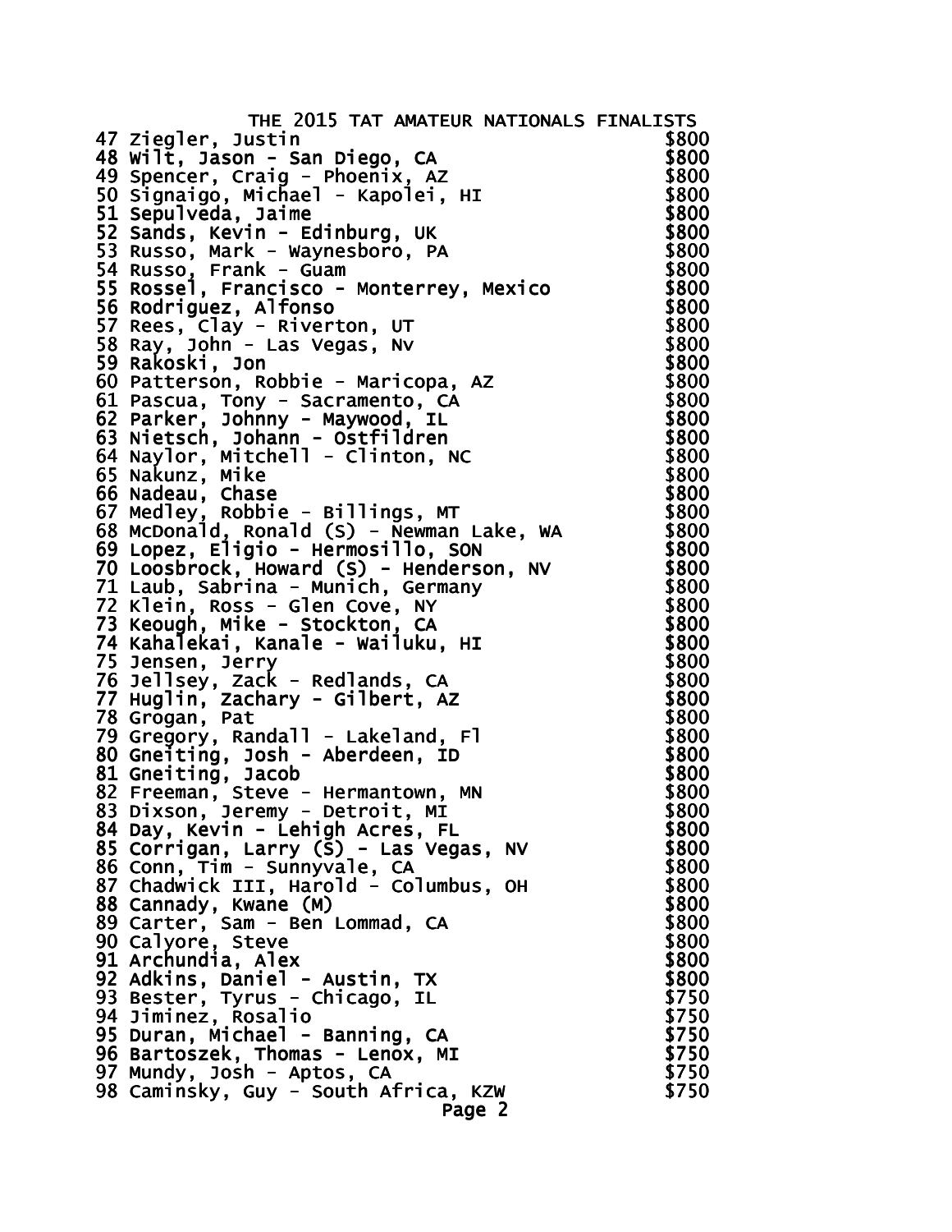# THE 2015 TAT AMATEUR NATIONALS FINALISTS

| | | |
|---|---|---|
| 47 | Ziegler, Justin | $800 |
| 48 | Wilt, Jason - San Diego, CA | $800 |
| 49 | Spencer, Craig - Phoenix, AZ | $800 |
| 50 | Signaigo, Michael - Kapolei, HI | $800 |
| 51 | Sepulveda, Jaime | $800 |
| 52 | Sands, Kevin - Edinburg, UK | $800 |
| 53 | Russo, Mark - Waynesboro, PA | $800 |
| 54 | Russo, Frank - Guam | $800 |
| 55 | Rossel, Francisco - Monterrey, Mexico | $800 |
| 56 | Rodriguez, Alfonso | $800 |
| 57 | Rees, Clay - Riverton, UT | $800 |
| 58 | Ray, John - Las Vegas, Nv | $800 |
| 59 | Rakoski, Jon | $800 |
| 60 | Patterson, Robbie - Maricopa, AZ | $800 |
| 61 | Pascua, Tony - Sacramento, CA | $800 |
| 62 | Parker, Johnny - Maywood, IL | $800 |
| 63 | Nietsch, Johann - Ostfildren | $800 |
| 64 | Naylor, Mitchell - Clinton, NC | $800 |
| 65 | Nakunz, Mike | $800 |
| 66 | Nadeau, Chase | $800 |
| 67 | Medley, Robbie - Billings, MT | $800 |
| 68 | McDonald, Ronald (S) - Newman Lake, WA | $800 |
| 69 | Lopez, Eligio - Hermosillo, SON | $800 |
| 70 | Loosbrock, Howard (S) - Henderson, NV | $800 |
| 71 | Laub, Sabrina - Munich, Germany | $800 |
| 72 | Klein, Ross - Glen Cove, NY | $800 |
| 73 | Keough, Mike - Stockton, CA | $800 |
| 74 | Kahalekai, Kanale - Wailuku, HI | $800 |
| 75 | Jensen, Jerry | $800 |
| 76 | Jellsey, Zack - Redlands, CA | $800 |
| 77 | Huglin, Zachary - Gilbert, AZ | $800 |
| 78 | Grogan, Pat | $800 |
| 79 | Gregory, Randall - Lakeland, Fl | $800 |
| 80 | Gneiting, Josh - Aberdeen, ID | $800 |
| 81 | Gneiting, Jacob | $800 |
| 82 | Freeman, Steve - Hermantown, MN | $800 |
| 83 | Dixson, Jeremy - Detroit, MI | $800 |
| 84 | Day, Kevin - Lehigh Acres, FL | $800 |
| 85 | Corrigan, Larry (S) - Las Vegas, NV | $800 |
| 86 | Conn, Tim - Sunnyvale, CA | $800 |
| 87 | Chadwick III, Harold - Columbus, OH | $800 |
| 88 | Cannady, Kwane (M) | $800 |
| 89 | Carter, Sam - Ben Lommad, CA | $800 |
| 90 | Calyore, Steve | $800 |
| 91 | Archundia, Alex | $800 |
| 92 | Adkins, Daniel - Austin, TX | $800 |
| 93 | Bester, Tyrus - Chicago, IL | $750 |
| 94 | Jiminez, Rosalio | $750 |
| 95 | Duran, Michael - Banning, CA | $750 |
| 96 | Bartoszek, Thomas - Lenox, MI | $750 |
| 97 | Mundy, Josh - Aptos, CA | $750 |
| 98 | Caminsky, Guy - South Africa, KZW | $750 |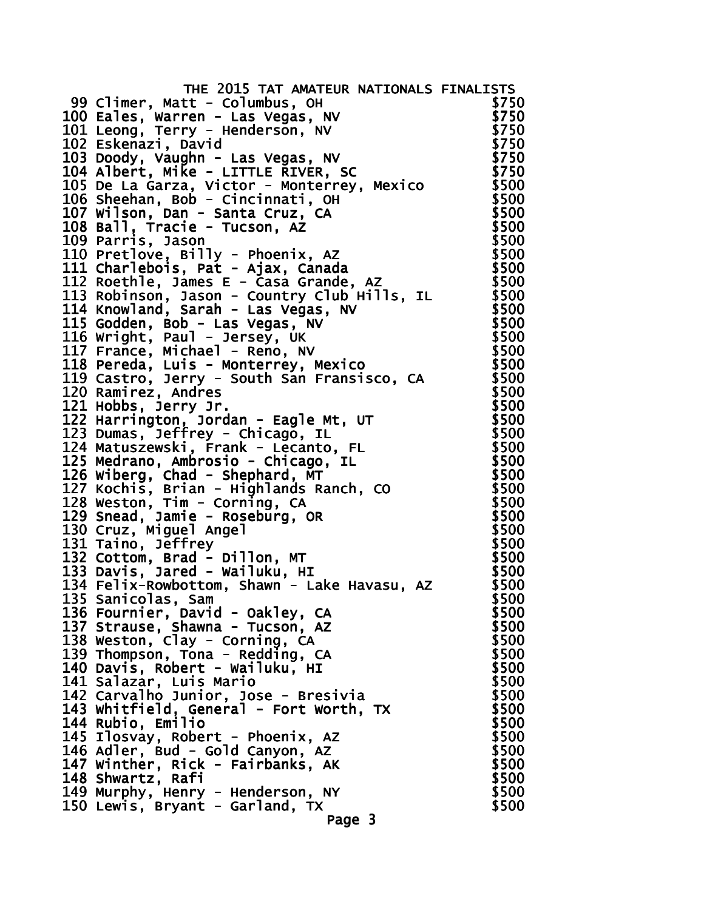THE 2015 TAT AMATEUR NATIONALS FINALISTS

| # | Name | Amount |
|---|---|---|
| 99 | Climer, Matt - Columbus, OH | $750 |
| 100 | Eales, Warren - Las Vegas, NV | $750 |
| 101 | Leong, Terry - Henderson, NV | $750 |
| 102 | Eskenazi, David | $750 |
| 103 | Doody, Vaughn - Las Vegas, NV | $750 |
| 104 | Albert, Mike - LITTLE RIVER, SC | $750 |
| 105 | De La Garza, Victor - Monterrey, Mexico | $500 |
| 106 | Sheehan, Bob - Cincinnati, OH | $500 |
| 107 | Wilson, Dan - Santa Cruz, CA | $500 |
| 108 | Ball, Tracie - Tucson, AZ | $500 |
| 109 | Parris, Jason | $500 |
| 110 | Pretlove, Billy - Phoenix, AZ | $500 |
| 111 | Charlebois, Pat - Ajax, Canada | $500 |
| 112 | Roethle, James E - Casa Grande, AZ | $500 |
| 113 | Robinson, Jason - Country Club Hills, IL | $500 |
| 114 | Knowland, Sarah - Las Vegas, NV | $500 |
| 115 | Godden, Bob - Las Vegas, NV | $500 |
| 116 | Wright, Paul - Jersey, UK | $500 |
| 117 | France, Michael - Reno, NV | $500 |
| 118 | Pereda, Luis - Monterrey, Mexico | $500 |
| 119 | Castro, Jerry - South San Fransisco, CA | $500 |
| 120 | Ramirez, Andres | $500 |
| 121 | Hobbs, Jerry Jr. | $500 |
| 122 | Harrington, Jordan - Eagle Mt, UT | $500 |
| 123 | Dumas, Jeffrey - Chicago, IL | $500 |
| 124 | Matuszewski, Frank - Lecanto, FL | $500 |
| 125 | Medrano, Ambrosio - Chicago, IL | $500 |
| 126 | Wiberg, Chad - Shephard, MT | $500 |
| 127 | Kochis, Brian - Highlands Ranch, CO | $500 |
| 128 | Weston, Tim - Corning, CA | $500 |
| 129 | Snead, Jamie - Roseburg, OR | $500 |
| 130 | Cruz, Miguel Angel | $500 |
| 131 | Taino, Jeffrey | $500 |
| 132 | Cottom, Brad - Dillon, MT | $500 |
| 133 | Davis, Jared - Wailuku, HI | $500 |
| 134 | Felix-Rowbottom, Shawn - Lake Havasu, AZ | $500 |
| 135 | Sanicolas, Sam | $500 |
| 136 | Fournier, David - Oakley, CA | $500 |
| 137 | Strause, Shawna - Tucson, AZ | $500 |
| 138 | Weston, Clay - Corning, CA | $500 |
| 139 | Thompson, Tona - Redding, CA | $500 |
| 140 | Davis, Robert - Wailuku, HI | $500 |
| 141 | Salazar, Luis Mario | $500 |
| 142 | Carvalho Junior, Jose - Bresivia | $500 |
| 143 | Whitfield, General - Fort Worth, TX | $500 |
| 144 | Rubio, Emilio | $500 |
| 145 | Ilosvay, Robert - Phoenix, AZ | $500 |
| 146 | Adler, Bud - Gold Canyon, AZ | $500 |
| 147 | Winther, Rick - Fairbanks, AK | $500 |
| 148 | Shwartz, Rafi | $500 |
| 149 | Murphy, Henry - Henderson, NY | $500 |
| 150 | Lewis, Bryant - Garland, TX | $500 |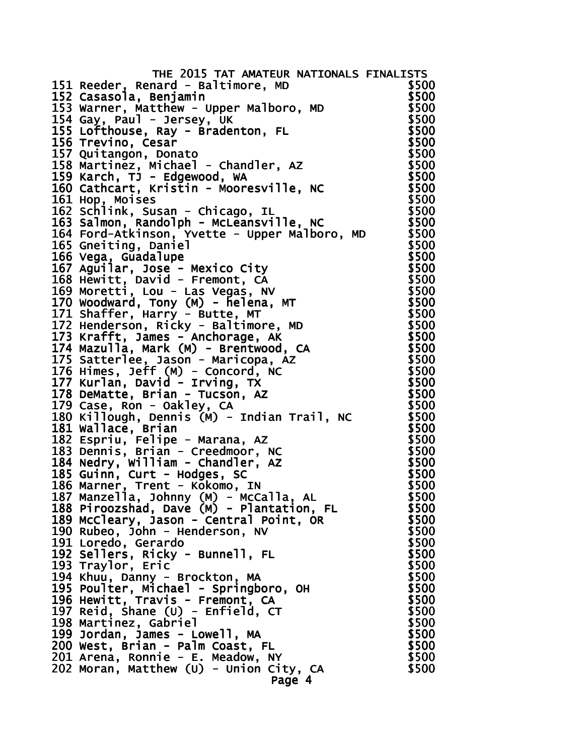# THE 2015 TAT AMATEUR NATIONALS FINALISTS

| # | Name | Amount |
|---|---|---|
| 151 | Reeder, Renard - Baltimore, MD | $500 |
| 152 | Casasola, Benjamin | $500 |
| 153 | Warner, Matthew - Upper Malboro, MD | $500 |
| 154 | Gay, Paul - Jersey, UK | $500 |
| 155 | Lofthouse, Ray - Bradenton, FL | $500 |
| 156 | Trevino, Cesar | $500 |
| 157 | Quitangon, Donato | $500 |
| 158 | Martinez, Michael - Chandler, AZ | $500 |
| 159 | Karch, TJ - Edgewood, WA | $500 |
| 160 | Cathcart, Kristin - Mooresville, NC | $500 |
| 161 | Hop, Moises | $500 |
| 162 | Schlink, Susan - Chicago, IL | $500 |
| 163 | Salmon, Randolph - McLeansville, NC | $500 |
| 164 | Ford-Atkinson, Yvette - Upper Malboro, MD | $500 |
| 165 | Gneiting, Daniel | $500 |
| 166 | Vega, Guadalupe | $500 |
| 167 | Aguilar, Jose - Mexico City | $500 |
| 168 | Hewitt, David - Fremont, CA | $500 |
| 169 | Moretti, Lou - Las Vegas, NV | $500 |
| 170 | Woodward, Tony (M) - helena, MT | $500 |
| 171 | Shaffer, Harry - Butte, MT | $500 |
| 172 | Henderson, Ricky - Baltimore, MD | $500 |
| 173 | Krafft, James - Anchorage, AK | $500 |
| 174 | Mazulla, Mark (M) - Brentwood, CA | $500 |
| 175 | Satterlee, Jason - Maricopa, AZ | $500 |
| 176 | Himes, Jeff (M) - Concord, NC | $500 |
| 177 | Kurlan, David - Irving, TX | $500 |
| 178 | DeMatte, Brian - Tucson, AZ | $500 |
| 179 | Case, Ron - Oakley, CA | $500 |
| 180 | Killough, Dennis (M) - Indian Trail, NC | $500 |
| 181 | Wallace, Brian | $500 |
| 182 | Espriu, Felipe - Marana, AZ | $500 |
| 183 | Dennis, Brian - Creedmoor, NC | $500 |
| 184 | Nedry, William - Chandler, AZ | $500 |
| 185 | Guinn, Curt - Hodges, SC | $500 |
| 186 | Marner, Trent - Kokomo, IN | $500 |
| 187 | Manzella, Johnny (M) - McCalla, AL | $500 |
| 188 | Piroozshad, Dave (M) - Plantation, FL | $500 |
| 189 | McCleary, Jason - Central Point, OR | $500 |
| 190 | Rubeo, John - Henderson, NV | $500 |
| 191 | Loredo, Gerardo | $500 |
| 192 | Sellers, Ricky - Bunnell, FL | $500 |
| 193 | Traylor, Eric | $500 |
| 194 | Khuu, Danny - Brockton, MA | $500 |
| 195 | Poulter, Michael - Springboro, OH | $500 |
| 196 | Hewitt, Travis - Fremont, CA | $500 |
| 197 | Reid, Shane (U) - Enfield, CT | $500 |
| 198 | Martinez, Gabriel | $500 |
| 199 | Jordan, James - Lowell, MA | $500 |
| 200 | West, Brian - Palm Coast, FL | $500 |
| 201 | Arena, Ronnie - E. Meadow, NY | $500 |
| 202 | Moran, Matthew (U) - Union City, CA | $500 |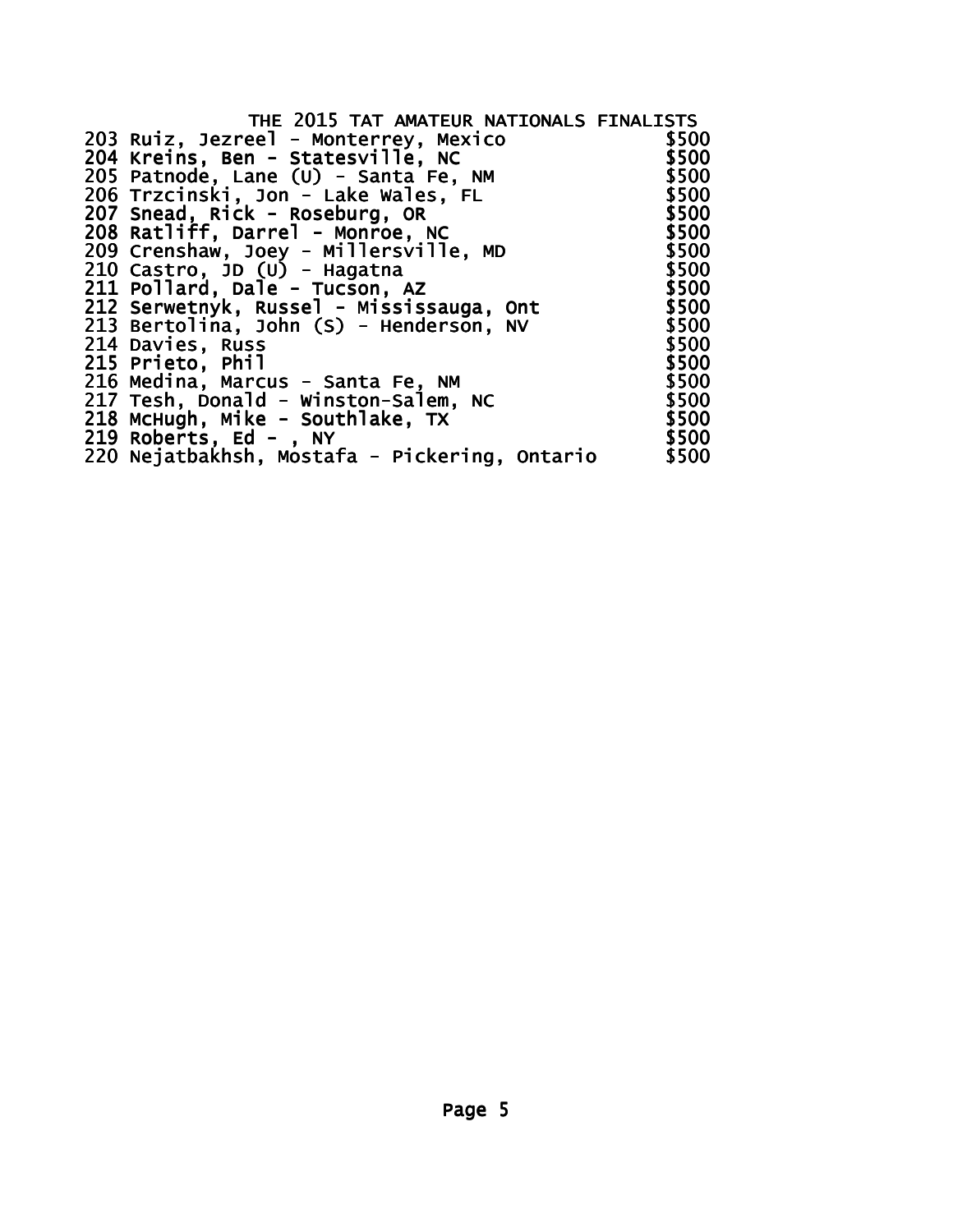THE 2015 TAT AMATEUR NATIONALS FINALISTS

| | | |
|---|---|---|
| 203 | Ruiz, Jezreel - Monterrey, Mexico | $500 |
| 204 | Kreins, Ben - Statesville, NC | $500 |
| 205 | Patnode, Lane (U) - Santa Fe, NM | $500 |
| 206 | Trzcinski, Jon - Lake Wales, FL | $500 |
| 207 | Snead, Rick - Roseburg, OR | $500 |
| 208 | Ratliff, Darrel - Monroe, NC | $500 |
| 209 | Crenshaw, Joey - Millersville, MD | $500 |
| 210 | Castro, JD (U) - Hagatna | $500 |
| 211 | Pollard, Dale - Tucson, AZ | $500 |
| 212 | Serwetnyk, Russel - Mississauga, Ont | $500 |
| 213 | Bertolina, John (S) - Henderson, NV | $500 |
| 214 | Davies, Russ | $500 |
| 215 | Prieto, Phil | $500 |
| 216 | Medina, Marcus - Santa Fe, NM | $500 |
| 217 | Tesh, Donald - Winston-Salem, NC | $500 |
| 218 | McHugh, Mike - Southlake, TX | $500 |
| 219 | Roberts, Ed - , NY | $500 |
| 220 | Nejatbakhsh, Mostafa - Pickering, Ontario | $500 |